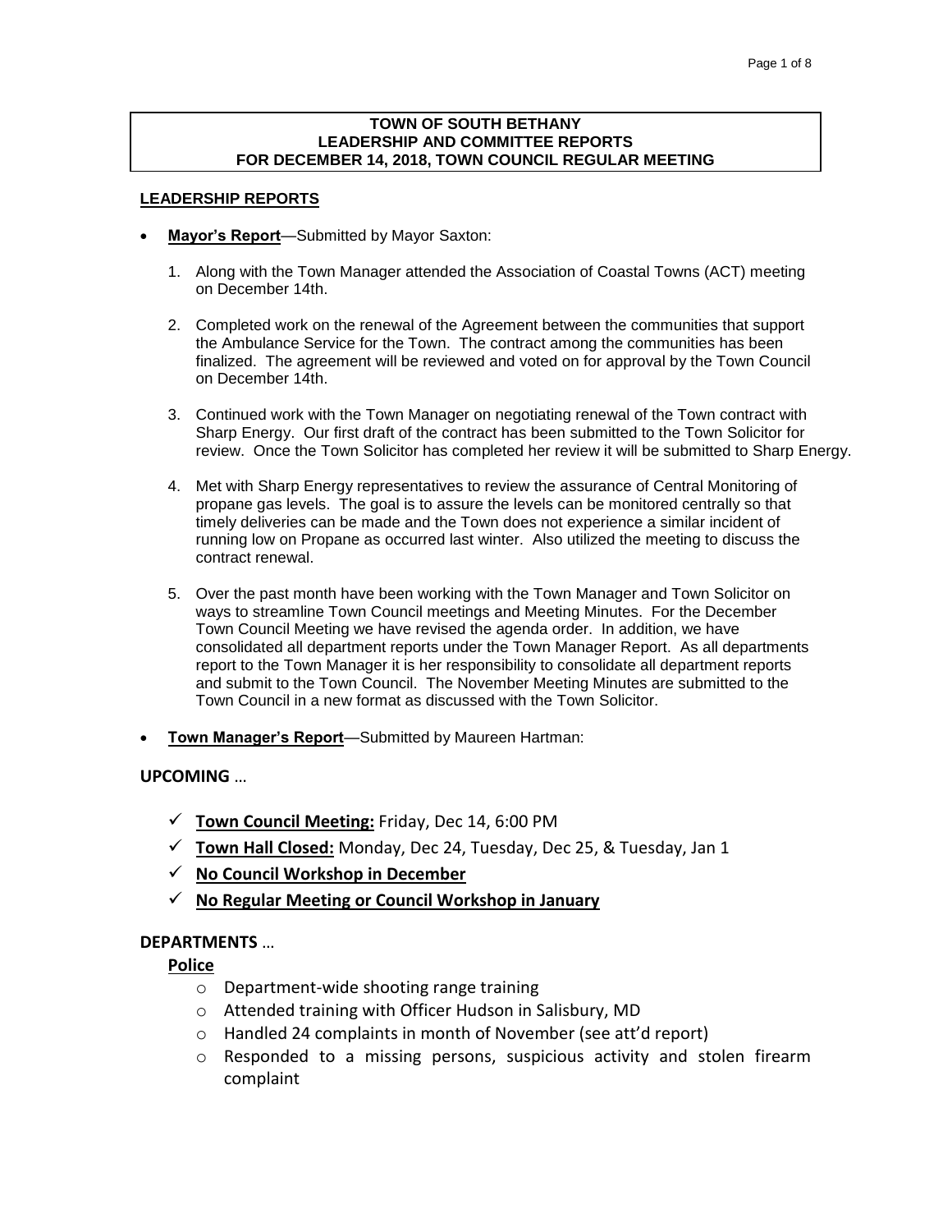**TOWN OF SOUTH BETHANY**
**LEADERSHIP AND COMMITTEE REPORTS**
**FOR DECEMBER 14, 2018, TOWN COUNCIL REGULAR MEETING**

## LEADERSHIP REPORTS

- **Mayor's Report**—Submitted by Mayor Saxton:

  1. Along with the Town Manager attended the Association of Coastal Towns (ACT) meeting on December 14th.

  2. Completed work on the renewal of the Agreement between the communities that support the Ambulance Service for the Town. The contract among the communities has been finalized. The agreement will be reviewed and voted on for approval by the Town Council on December 14th.

  3. Continued work with the Town Manager on negotiating renewal of the Town contract with Sharp Energy. Our first draft of the contract has been submitted to the Town Solicitor for review. Once the Town Solicitor has completed her review it will be submitted to Sharp Energy.

  4. Met with Sharp Energy representatives to review the assurance of Central Monitoring of propane gas levels. The goal is to assure the levels can be monitored centrally so that timely deliveries can be made and the Town does not experience a similar incident of running low on Propane as occurred last winter. Also utilized the meeting to discuss the contract renewal.

  5. Over the past month have been working with the Town Manager and Town Solicitor on ways to streamline Town Council meetings and Meeting Minutes. For the December Town Council Meeting we have revised the agenda order. In addition, we have consolidated all department reports under the Town Manager Report. As all departments report to the Town Manager it is her responsibility to consolidate all department reports and submit to the Town Council. The November Meeting Minutes are submitted to the Town Council in a new format as discussed with the Town Solicitor.

- **Town Manager's Report**—Submitted by Maureen Hartman:

### UPCOMING …

- ✓ **Town Council Meeting:** Friday, Dec 14, 6:00 PM
- ✓ **Town Hall Closed:** Monday, Dec 24, Tuesday, Dec 25, & Tuesday, Jan 1
- ✓ **No Council Workshop in December**
- ✓ **No Regular Meeting or Council Workshop in January**

### DEPARTMENTS …

**Police**

- Department-wide shooting range training
- Attended training with Officer Hudson in Salisbury, MD
- Handled 24 complaints in month of November (see att'd report)
- Responded to a missing persons, suspicious activity and stolen firearm complaint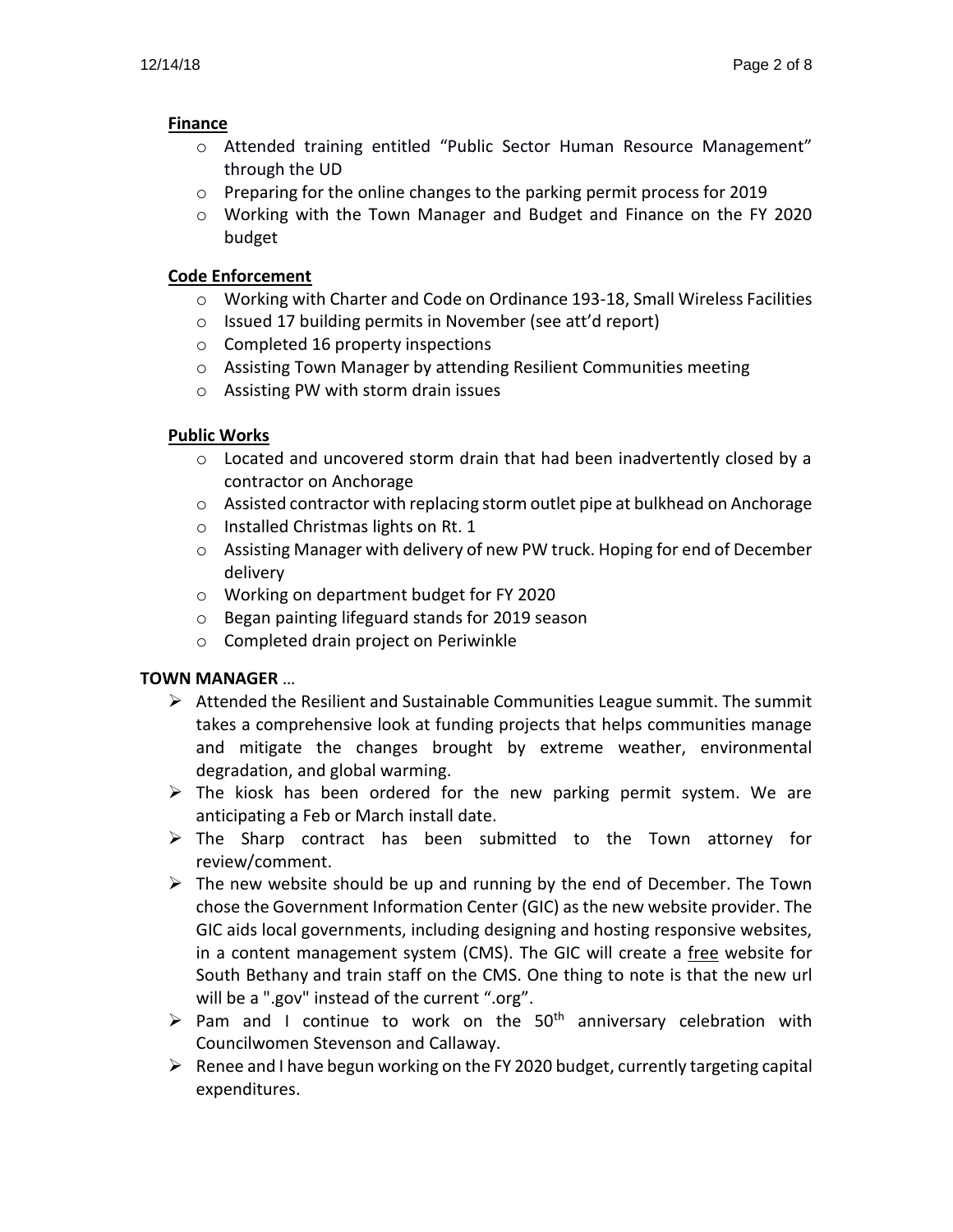**Finance**

- Attended training entitled "Public Sector Human Resource Management" through the UD
- Preparing for the online changes to the parking permit process for 2019
- Working with the Town Manager and Budget and Finance on the FY 2020 budget

**Code Enforcement**

- Working with Charter and Code on Ordinance 193-18, Small Wireless Facilities
- Issued 17 building permits in November (see att'd report)
- Completed 16 property inspections
- Assisting Town Manager by attending Resilient Communities meeting
- Assisting PW with storm drain issues

**Public Works**

- Located and uncovered storm drain that had been inadvertently closed by a contractor on Anchorage
- Assisted contractor with replacing storm outlet pipe at bulkhead on Anchorage
- Installed Christmas lights on Rt. 1
- Assisting Manager with delivery of new PW truck. Hoping for end of December delivery
- Working on department budget for FY 2020
- Began painting lifeguard stands for 2019 season
- Completed drain project on Periwinkle

**TOWN MANAGER** …

- Attended the Resilient and Sustainable Communities League summit. The summit takes a comprehensive look at funding projects that helps communities manage and mitigate the changes brought by extreme weather, environmental degradation, and global warming.
- The kiosk has been ordered for the new parking permit system. We are anticipating a Feb or March install date.
- The Sharp contract has been submitted to the Town attorney for review/comment.
- The new website should be up and running by the end of December. The Town chose the Government Information Center (GIC) as the new website provider. The GIC aids local governments, including designing and hosting responsive websites, in a content management system (CMS). The GIC will create a free website for South Bethany and train staff on the CMS. One thing to note is that the new url will be a ".gov" instead of the current ".org".
- Pam and I continue to work on the 50th anniversary celebration with Councilwomen Stevenson and Callaway.
- Renee and I have begun working on the FY 2020 budget, currently targeting capital expenditures.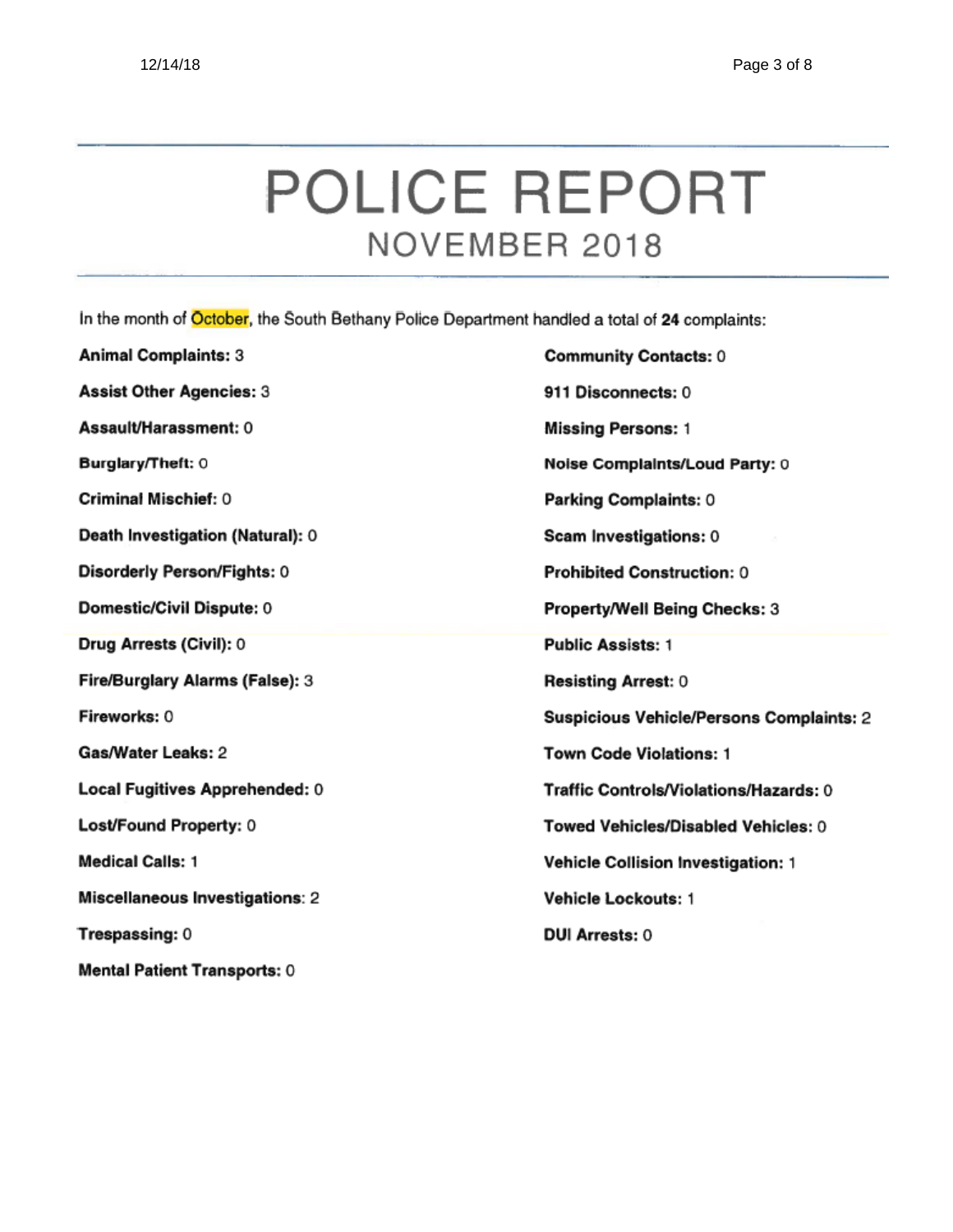# POLICE REPORT

## NOVEMBER 2018

In the month of October, the South Bethany Police Department handled a total of **24** complaints:

**Animal Complaints:** 3

**Assist Other Agencies:** 3

**Assault/Harassment:** 0

**Burglary/Theft:** 0

**Criminal Mischief:** 0

**Death Investigation (Natural):** 0

**Disorderly Person/Fights:** 0

**Domestic/Civil Dispute:** 0

**Drug Arrests (Civil):** 0

**Fire/Burglary Alarms (False):** 3

**Fireworks:** 0

**Gas/Water Leaks:** 2

**Local Fugitives Apprehended:** 0

**Lost/Found Property:** 0

**Medical Calls:** 1

**Miscellaneous Investigations:** 2

**Trespassing:** 0

**Mental Patient Transports:** 0

**Community Contacts:** 0

**911 Disconnects:** 0

**Missing Persons:** 1

**Noise Complaints/Loud Party:** 0

**Parking Complaints:** 0

**Scam Investigations:** 0

**Prohibited Construction:** 0

**Property/Well Being Checks:** 3

**Public Assists:** 1

**Resisting Arrest:** 0

**Suspicious Vehicle/Persons Complaints:** 2

**Town Code Violations:** 1

**Traffic Controls/Violations/Hazards:** 0

**Towed Vehicles/Disabled Vehicles:** 0

**Vehicle Collision Investigation:** 1

**Vehicle Lockouts:** 1

**DUI Arrests:** 0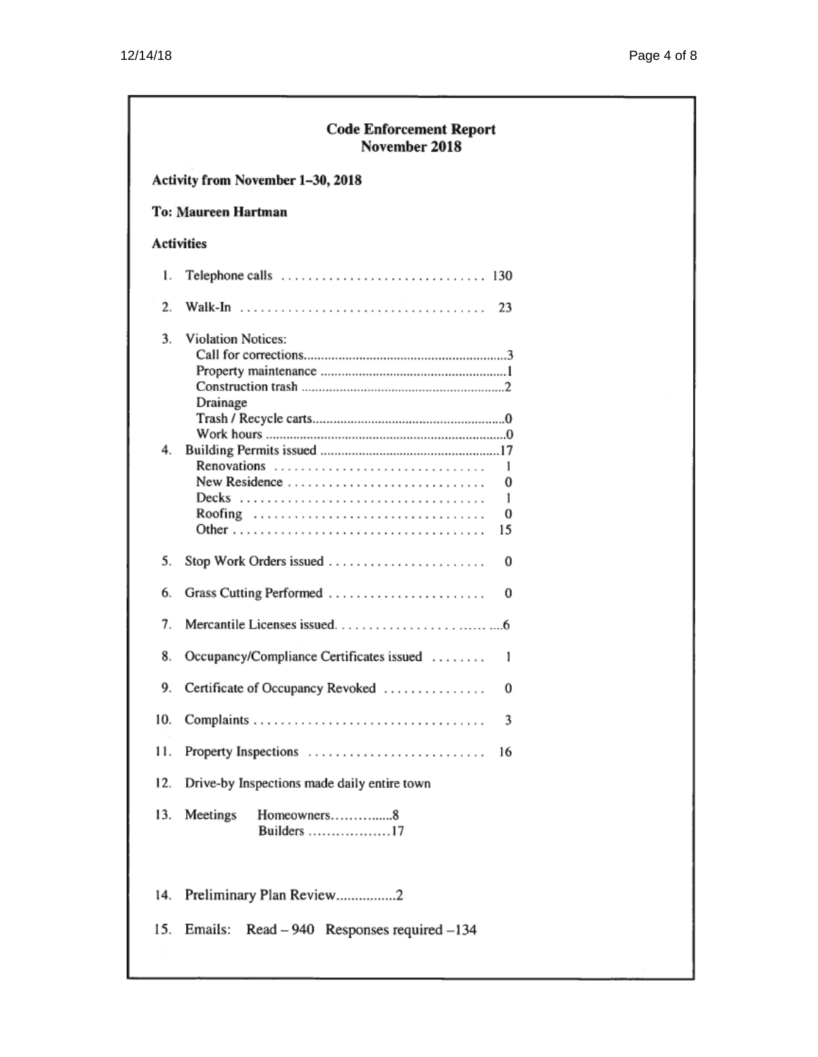## Code Enforcement Report
## November 2018

**Activity from November 1–30, 2018**

**To: Maureen Hartman**

**Activities**

1. Telephone calls .............................. 130
2. Walk-In .................................... 23
3. Violation Notices:
   - Call for corrections..........................................................3
   - Property maintenance ......................................................1
   - Construction trash ...........................................................2
   - Drainage
   - Trash / Recycle carts........................................................0
   - Work hours .......................................................................0
4. Building Permits issued ....................................................17
   - Renovations .............................. 1
   - New Residence ............................ 0
   - Decks .................................... 1
   - Roofing .................................. 0
   - Other .................................... 15
5. Stop Work Orders issued ...................... 0
6. Grass Cutting Performed ...................... 0
7. Mercantile Licenses issued. ...........................6
8. Occupancy/Compliance Certificates issued ........ 1
9. Certificate of Occupancy Revoked ............... 0
10. Complaints .................................. 3
11. Property Inspections .......................... 16
12. Drive-by Inspections made daily entire town
13. Meetings Homeowners..............8
    Builders ..................17
14. Preliminary Plan Review................2
15. Emails: Read – 940 Responses required –134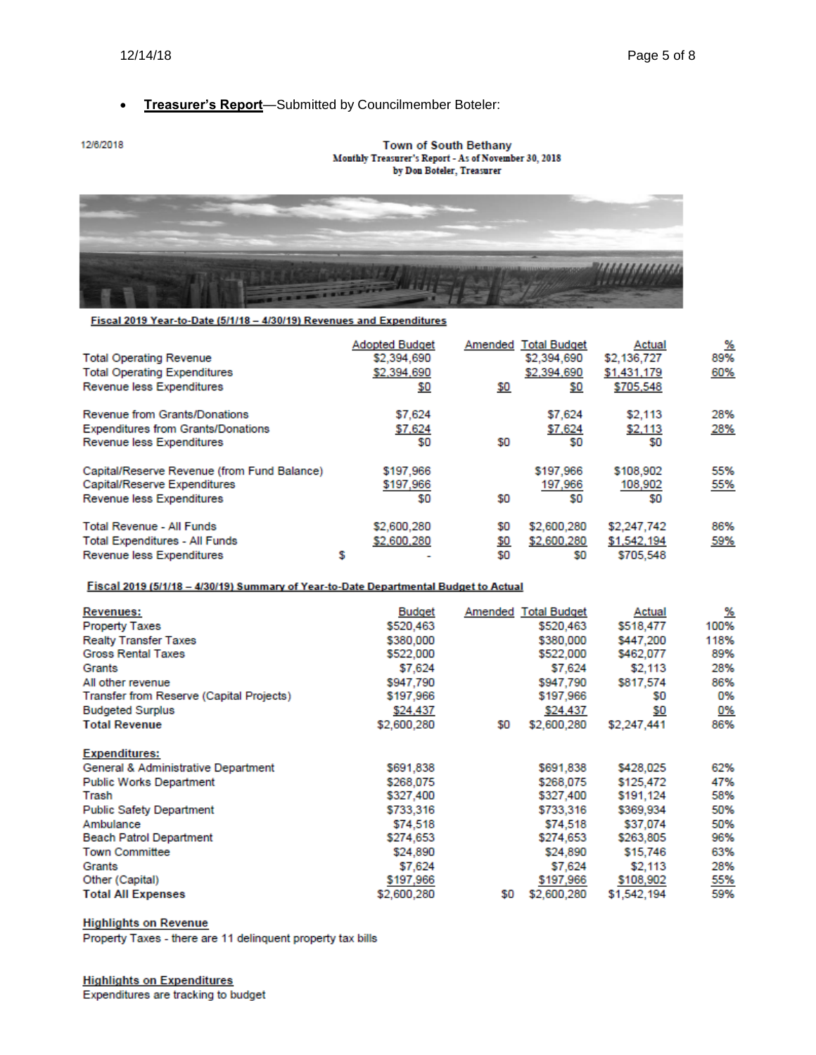- **Treasurer's Report**—Submitted by Councilmember Boteler:

12/6/2018

**Town of South Bethany**
**Monthly Treasurer's Report - As of November 30, 2018**
**by Don Boteler, Treasurer**

**Fiscal 2019 Year-to-Date (5/1/18 – 4/30/19) Revenues and Expenditures**

| | Adopted Budget | Amended | Total Budget | Actual | % |
|---|---|---|---|---|---|
| Total Operating Revenue | $2,394,690 | | $2,394,690 | $2,136,727 | 89% |
| Total Operating Expenditures | $2,394,690 | | $2,394,690 | $1,431,179 | 60% |
| Revenue less Expenditures | $0 | $0 | $0 | $705,548 | |
| | | | | | |
| Revenue from Grants/Donations | $7,624 | | $7,624 | $2,113 | 28% |
| Expenditures from Grants/Donations | $7,624 | | $7,624 | $2,113 | 28% |
| Revenue less Expenditures | $0 | $0 | $0 | $0 | |
| | | | | | |
| Capital/Reserve Revenue (from Fund Balance) | $197,966 | | $197,966 | $108,902 | 55% |
| Capital/Reserve Expenditures | $197,966 | | 197,966 | 108,902 | 55% |
| Revenue less Expenditures | $0 | $0 | $0 | $0 | |
| | | | | | |
| Total Revenue - All Funds | $2,600,280 | $0 | $2,600,280 | $2,247,742 | 86% |
| Total Expenditures - All Funds | $2,600,280 | $0 | $2,600,280 | $1,542,194 | 59% |
| Revenue less Expenditures | $ - | $0 | $0 | $705,548 | |

**Fiscal 2019 (5/1/18 – 4/30/19) Summary of Year-to-Date Departmental Budget to Actual**

| **Revenues:** | Budget | Amended | Total Budget | Actual | % |
|---|---|---|---|---|---|
| Property Taxes | $520,463 | | $520,463 | $518,477 | 100% |
| Realty Transfer Taxes | $380,000 | | $380,000 | $447,200 | 118% |
| Gross Rental Taxes | $522,000 | | $522,000 | $462,077 | 89% |
| Grants | $7,624 | | $7,624 | $2,113 | 28% |
| All other revenue | $947,790 | | $947,790 | $817,574 | 86% |
| Transfer from Reserve (Capital Projects) | $197,966 | | $197,966 | $0 | 0% |
| Budgeted Surplus | $24,437 | | $24,437 | $0 | 0% |
| **Total Revenue** | $2,600,280 | $0 | $2,600,280 | $2,247,441 | 86% |
| | | | | | |
| **Expenditures:** | | | | | |
| General & Administrative Department | $691,838 | | $691,838 | $428,025 | 62% |
| Public Works Department | $268,075 | | $268,075 | $125,472 | 47% |
| Trash | $327,400 | | $327,400 | $191,124 | 58% |
| Public Safety Department | $733,316 | | $733,316 | $369,934 | 50% |
| Ambulance | $74,518 | | $74,518 | $37,074 | 50% |
| Beach Patrol Department | $274,653 | | $274,653 | $263,805 | 96% |
| Town Committee | $24,890 | | $24,890 | $15,746 | 63% |
| Grants | $7,624 | | $7,624 | $2,113 | 28% |
| Other (Capital) | $197,966 | | $197,966 | $108,902 | 55% |
| **Total All Expenses** | $2,600,280 | $0 | $2,600,280 | $1,542,194 | 59% |

**Highlights on Revenue**

Property Taxes - there are 11 delinquent property tax bills

**Highlights on Expenditures**

Expenditures are tracking to budget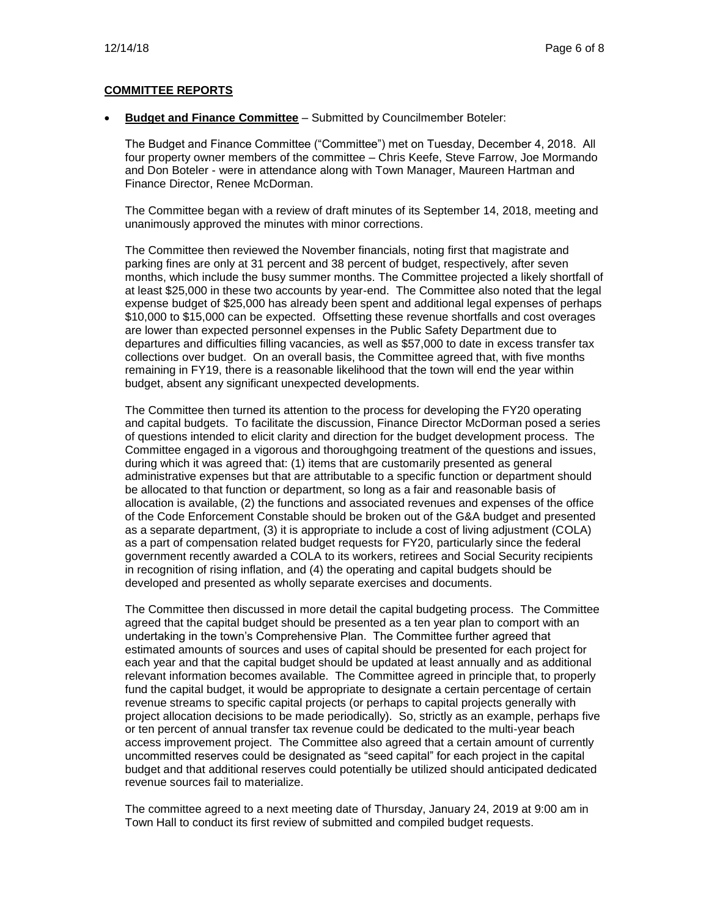## COMMITTEE REPORTS

- **Budget and Finance Committee** – Submitted by Councilmember Boteler:

  The Budget and Finance Committee ("Committee") met on Tuesday, December 4, 2018. All four property owner members of the committee – Chris Keefe, Steve Farrow, Joe Mormando and Don Boteler - were in attendance along with Town Manager, Maureen Hartman and Finance Director, Renee McDorman.

  The Committee began with a review of draft minutes of its September 14, 2018, meeting and unanimously approved the minutes with minor corrections.

  The Committee then reviewed the November financials, noting first that magistrate and parking fines are only at 31 percent and 38 percent of budget, respectively, after seven months, which include the busy summer months. The Committee projected a likely shortfall of at least $25,000 in these two accounts by year-end. The Committee also noted that the legal expense budget of $25,000 has already been spent and additional legal expenses of perhaps $10,000 to $15,000 can be expected. Offsetting these revenue shortfalls and cost overages are lower than expected personnel expenses in the Public Safety Department due to departures and difficulties filling vacancies, as well as $57,000 to date in excess transfer tax collections over budget. On an overall basis, the Committee agreed that, with five months remaining in FY19, there is a reasonable likelihood that the town will end the year within budget, absent any significant unexpected developments.

  The Committee then turned its attention to the process for developing the FY20 operating and capital budgets. To facilitate the discussion, Finance Director McDorman posed a series of questions intended to elicit clarity and direction for the budget development process. The Committee engaged in a vigorous and thoroughgoing treatment of the questions and issues, during which it was agreed that: (1) items that are customarily presented as general administrative expenses but that are attributable to a specific function or department should be allocated to that function or department, so long as a fair and reasonable basis of allocation is available, (2) the functions and associated revenues and expenses of the office of the Code Enforcement Constable should be broken out of the G&A budget and presented as a separate department, (3) it is appropriate to include a cost of living adjustment (COLA) as a part of compensation related budget requests for FY20, particularly since the federal government recently awarded a COLA to its workers, retirees and Social Security recipients in recognition of rising inflation, and (4) the operating and capital budgets should be developed and presented as wholly separate exercises and documents.

  The Committee then discussed in more detail the capital budgeting process. The Committee agreed that the capital budget should be presented as a ten year plan to comport with an undertaking in the town's Comprehensive Plan. The Committee further agreed that estimated amounts of sources and uses of capital should be presented for each project for each year and that the capital budget should be updated at least annually and as additional relevant information becomes available. The Committee agreed in principle that, to properly fund the capital budget, it would be appropriate to designate a certain percentage of certain revenue streams to specific capital projects (or perhaps to capital projects generally with project allocation decisions to be made periodically). So, strictly as an example, perhaps five or ten percent of annual transfer tax revenue could be dedicated to the multi-year beach access improvement project. The Committee also agreed that a certain amount of currently uncommitted reserves could be designated as "seed capital" for each project in the capital budget and that additional reserves could potentially be utilized should anticipated dedicated revenue sources fail to materialize.

  The committee agreed to a next meeting date of Thursday, January 24, 2019 at 9:00 am in Town Hall to conduct its first review of submitted and compiled budget requests.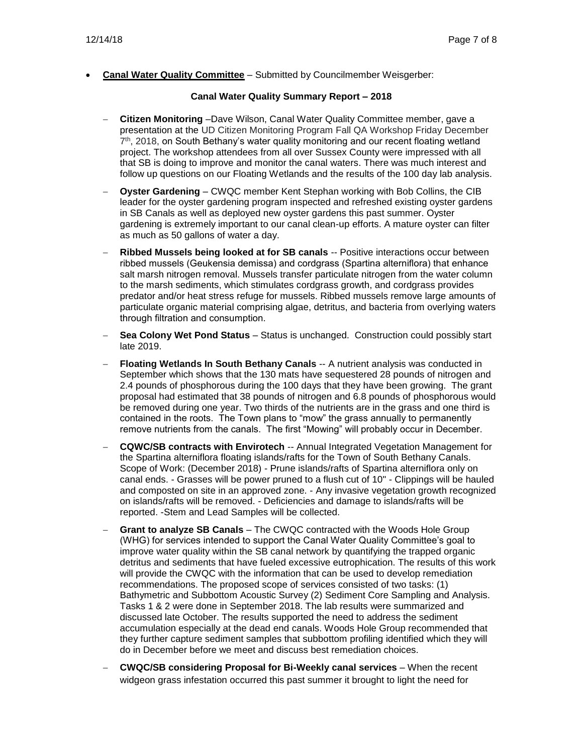- **Canal Water Quality Committee** – Submitted by Councilmember Weisgerber:

**Canal Water Quality Summary Report – 2018**

- **Citizen Monitoring** –Dave Wilson, Canal Water Quality Committee member, gave a presentation at the UD Citizen Monitoring Program Fall QA Workshop Friday December 7th, 2018, on South Bethany's water quality monitoring and our recent floating wetland project. The workshop attendees from all over Sussex County were impressed with all that SB is doing to improve and monitor the canal waters. There was much interest and follow up questions on our Floating Wetlands and the results of the 100 day lab analysis.
- **Oyster Gardening** – CWQC member Kent Stephan working with Bob Collins, the CIB leader for the oyster gardening program inspected and refreshed existing oyster gardens in SB Canals as well as deployed new oyster gardens this past summer. Oyster gardening is extremely important to our canal clean-up efforts. A mature oyster can filter as much as 50 gallons of water a day.
- **Ribbed Mussels being looked at for SB canals** -- Positive interactions occur between ribbed mussels (Geukensia demissa) and cordgrass (Spartina alterniflora) that enhance salt marsh nitrogen removal. Mussels transfer particulate nitrogen from the water column to the marsh sediments, which stimulates cordgrass growth, and cordgrass provides predator and/or heat stress refuge for mussels. Ribbed mussels remove large amounts of particulate organic material comprising algae, detritus, and bacteria from overlying waters through filtration and consumption.
- **Sea Colony Wet Pond Status** – Status is unchanged. Construction could possibly start late 2019.
- **Floating Wetlands In South Bethany Canals** -- A nutrient analysis was conducted in September which shows that the 130 mats have sequestered 28 pounds of nitrogen and 2.4 pounds of phosphorous during the 100 days that they have been growing. The grant proposal had estimated that 38 pounds of nitrogen and 6.8 pounds of phosphorous would be removed during one year. Two thirds of the nutrients are in the grass and one third is contained in the roots. The Town plans to "mow" the grass annually to permanently remove nutrients from the canals. The first "Mowing" will probably occur in December.
- **CQWC/SB contracts with Envirotech** -- Annual Integrated Vegetation Management for the Spartina alterniflora floating islands/rafts for the Town of South Bethany Canals. Scope of Work: (December 2018) - Prune islands/rafts of Spartina alterniflora only on canal ends. - Grasses will be power pruned to a flush cut of 10" - Clippings will be hauled and composted on site in an approved zone. - Any invasive vegetation growth recognized on islands/rafts will be removed. - Deficiencies and damage to islands/rafts will be reported. -Stem and Lead Samples will be collected.
- **Grant to analyze SB Canals** – The CWQC contracted with the Woods Hole Group (WHG) for services intended to support the Canal Water Quality Committee's goal to improve water quality within the SB canal network by quantifying the trapped organic detritus and sediments that have fueled excessive eutrophication. The results of this work will provide the CWQC with the information that can be used to develop remediation recommendations. The proposed scope of services consisted of two tasks: (1) Bathymetric and Subbottom Acoustic Survey (2) Sediment Core Sampling and Analysis. Tasks 1 & 2 were done in September 2018. The lab results were summarized and discussed late October. The results supported the need to address the sediment accumulation especially at the dead end canals. Woods Hole Group recommended that they further capture sediment samples that subbottom profiling identified which they will do in December before we meet and discuss best remediation choices.
- **CWQC/SB considering Proposal for Bi-Weekly canal services** – When the recent widgeon grass infestation occurred this past summer it brought to light the need for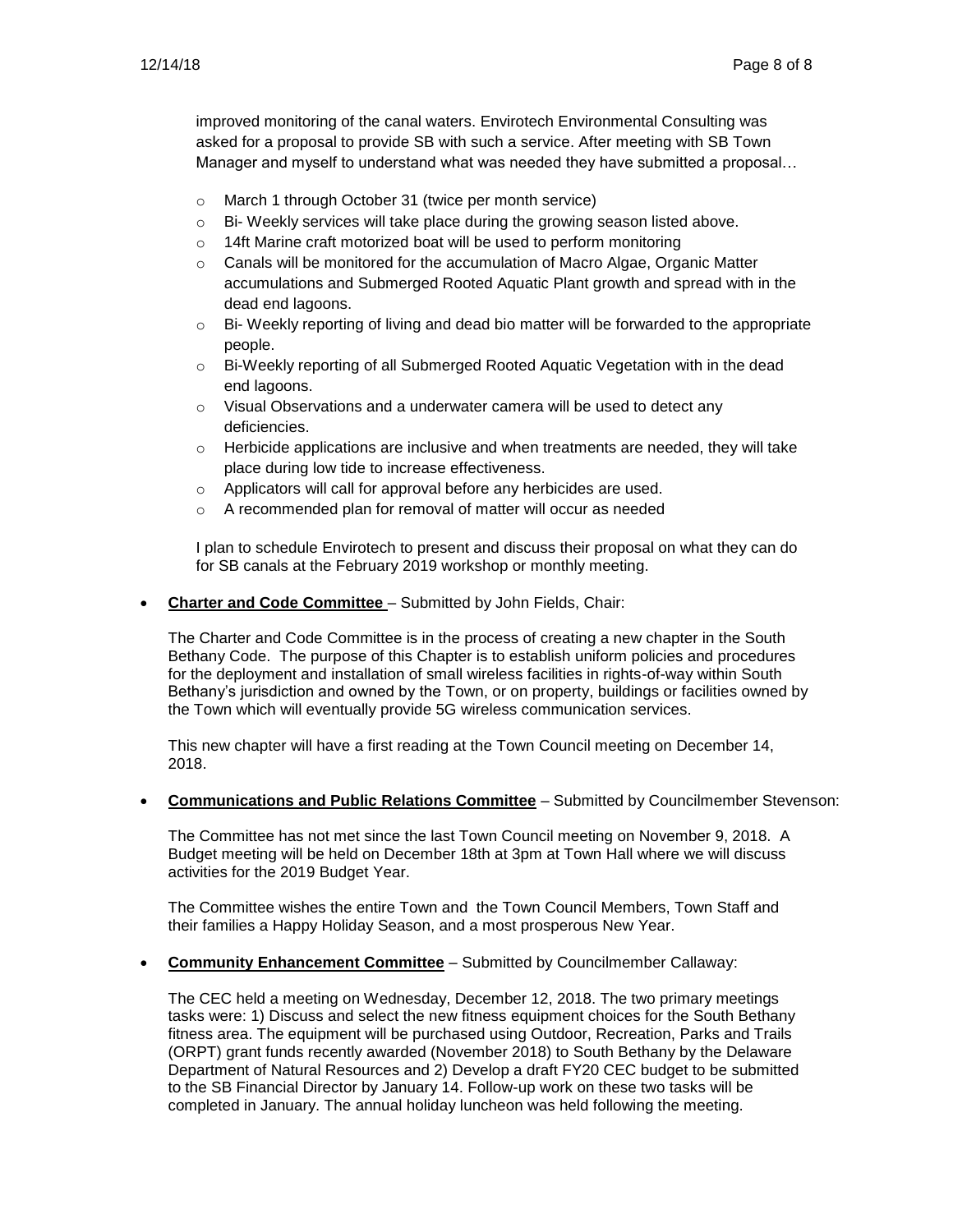improved monitoring of the canal waters. Envirotech Environmental Consulting was asked for a proposal to provide SB with such a service. After meeting with SB Town Manager and myself to understand what was needed they have submitted a proposal…

- March 1 through October 31 (twice per month service)
- Bi- Weekly services will take place during the growing season listed above.
- 14ft Marine craft motorized boat will be used to perform monitoring
- Canals will be monitored for the accumulation of Macro Algae, Organic Matter accumulations and Submerged Rooted Aquatic Plant growth and spread with in the dead end lagoons.
- Bi- Weekly reporting of living and dead bio matter will be forwarded to the appropriate people.
- Bi-Weekly reporting of all Submerged Rooted Aquatic Vegetation with in the dead end lagoons.
- Visual Observations and a underwater camera will be used to detect any deficiencies.
- Herbicide applications are inclusive and when treatments are needed, they will take place during low tide to increase effectiveness.
- Applicators will call for approval before any herbicides are used.
- A recommended plan for removal of matter will occur as needed

I plan to schedule Envirotech to present and discuss their proposal on what they can do for SB canals at the February 2019 workshop or monthly meeting.

- **Charter and Code Committee** – Submitted by John Fields, Chair:

  The Charter and Code Committee is in the process of creating a new chapter in the South Bethany Code. The purpose of this Chapter is to establish uniform policies and procedures for the deployment and installation of small wireless facilities in rights-of-way within South Bethany's jurisdiction and owned by the Town, or on property, buildings or facilities owned by the Town which will eventually provide 5G wireless communication services.

  This new chapter will have a first reading at the Town Council meeting on December 14, 2018.

- **Communications and Public Relations Committee** – Submitted by Councilmember Stevenson:

  The Committee has not met since the last Town Council meeting on November 9, 2018. A Budget meeting will be held on December 18th at 3pm at Town Hall where we will discuss activities for the 2019 Budget Year.

  The Committee wishes the entire Town and the Town Council Members, Town Staff and their families a Happy Holiday Season, and a most prosperous New Year.

- **Community Enhancement Committee** – Submitted by Councilmember Callaway:

  The CEC held a meeting on Wednesday, December 12, 2018. The two primary meetings tasks were: 1) Discuss and select the new fitness equipment choices for the South Bethany fitness area. The equipment will be purchased using Outdoor, Recreation, Parks and Trails (ORPT) grant funds recently awarded (November 2018) to South Bethany by the Delaware Department of Natural Resources and 2) Develop a draft FY20 CEC budget to be submitted to the SB Financial Director by January 14. Follow-up work on these two tasks will be completed in January. The annual holiday luncheon was held following the meeting.